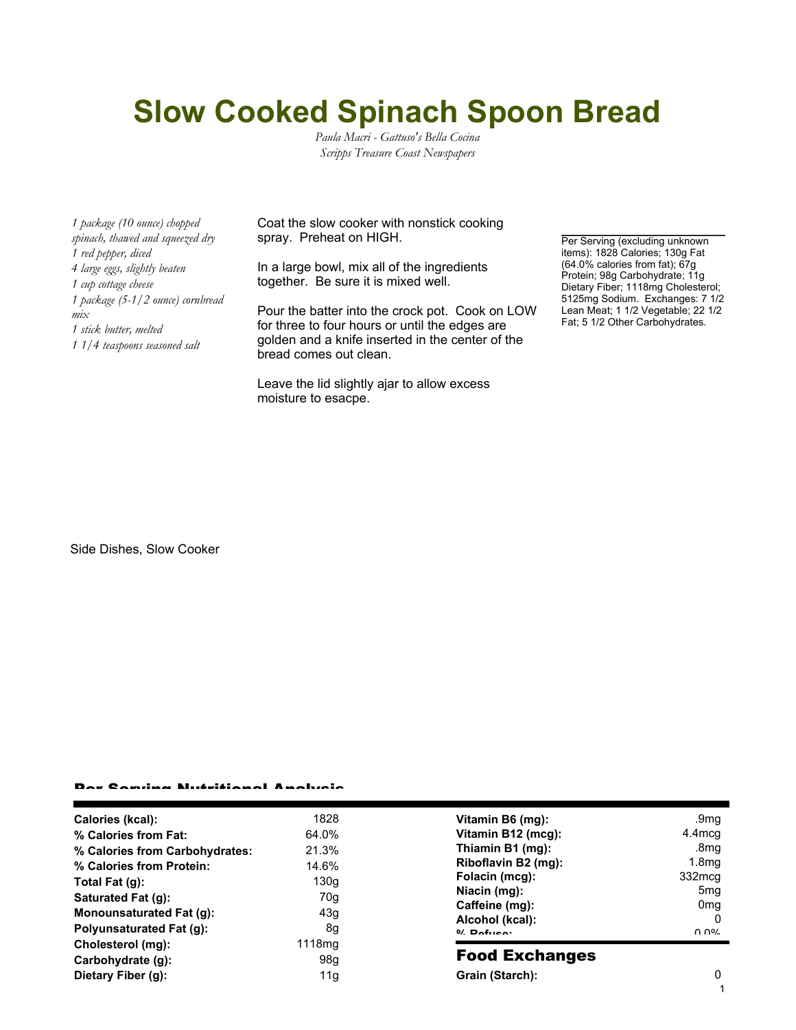# Slow Cooked Spinach Spoon Bread

*Paula Macri - Gattuso's Bella Cocina*
*Scripps Treasure Coast Newspapers*

*1 package (10 ounce) chopped spinach, thawed and squeezed dry*
*1 red pepper, diced*
*4 large eggs, slightly beaten*
*1 cup cottage cheese*
*1 package (5-1/2 ounce) cornbread mix*
*1 stick butter, melted*
*1 1/4 teaspoons seasoned salt*

Coat the slow cooker with nonstick cooking spray. Preheat on HIGH.

In a large bowl, mix all of the ingredients together. Be sure it is mixed well.

Pour the batter into the crock pot. Cook on LOW for three to four hours or until the edges are golden and a knife inserted in the center of the bread comes out clean.

Leave the lid slightly ajar to allow excess moisture to esacpe.

Per Serving (excluding unknown items): 1828 Calories; 130g Fat (64.0% calories from fat); 67g Protein; 98g Carbohydrate; 11g Dietary Fiber; 1118mg Cholesterol; 5125mg Sodium. Exchanges: 7 1/2 Lean Meat; 1 1/2 Vegetable; 22 1/2 Fat; 5 1/2 Other Carbohydrates.

Side Dishes, Slow Cooker

## Per Serving Nutritional Analysis

| | |
|---|---|
| **Calories (kcal):** | 1828 |
| **% Calories from Fat:** | 64.0% |
| **% Calories from Carbohydrates:** | 21.3% |
| **% Calories from Protein:** | 14.6% |
| **Total Fat (g):** | 130g |
| **Saturated Fat (g):** | 70g |
| **Monounsaturated Fat (g):** | 43g |
| **Polyunsaturated Fat (g):** | 8g |
| **Cholesterol (mg):** | 1118mg |
| **Carbohydrate (g):** | 98g |
| **Dietary Fiber (g):** | 11g |

| | |
|---|---|
| **Vitamin B6 (mg):** | .9mg |
| **Vitamin B12 (mcg):** | 4.4mcg |
| **Thiamin B1 (mg):** | .8mg |
| **Riboflavin B2 (mg):** | 1.8mg |
| **Folacin (mcg):** | 332mcg |
| **Niacin (mg):** | 5mg |
| **Caffeine (mg):** | 0mg |
| **Alcohol (kcal):** | 0 |
| **% Refuse:** | 0.0% |

## Food Exchanges

| | |
|---|---|
| **Grain (Starch):** | 0 |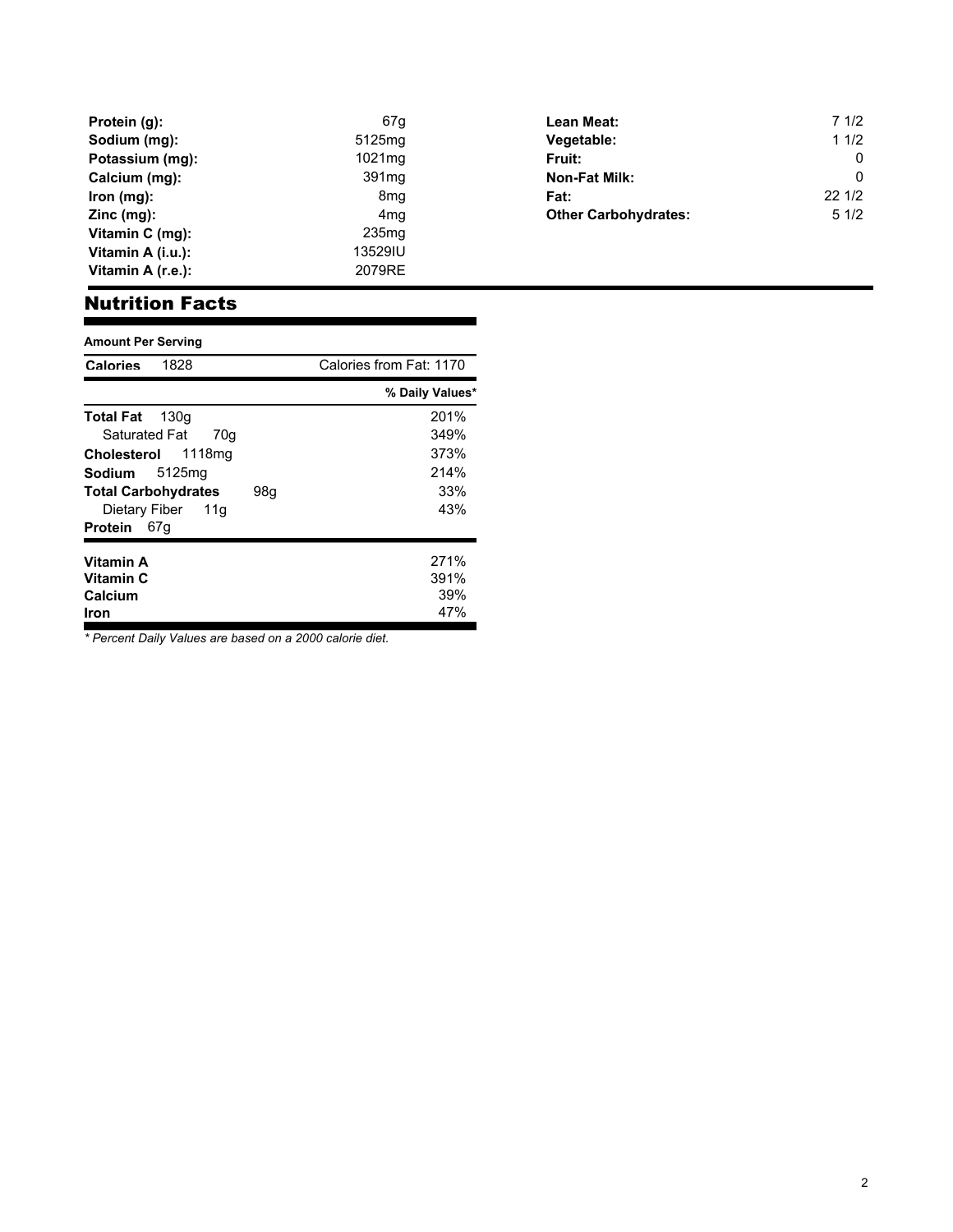| | |
|---|---|
| **Protein (g):** | 67g |
| **Sodium (mg):** | 5125mg |
| **Potassium (mg):** | 1021mg |
| **Calcium (mg):** | 391mg |
| **Iron (mg):** | 8mg |
| **Zinc (mg):** | 4mg |
| **Vitamin C (mg):** | 235mg |
| **Vitamin A (i.u.):** | 13529IU |
| **Vitamin A (r.e.):** | 2079RE |

| | |
|---|---|
| **Lean Meat:** | 7 1/2 |
| **Vegetable:** | 1 1/2 |
| **Fruit:** | 0 |
| **Non-Fat Milk:** | 0 |
| **Fat:** | 22 1/2 |
| **Other Carbohydrates:** | 5 1/2 |

## Nutrition Facts

**Amount Per Serving**

| | |
|---|---|
| **Calories** 1828 | Calories from Fat: 1170 |
| | **% Daily Values*** |
| **Total Fat** 130g | 201% |
| Saturated Fat 70g | 349% |
| **Cholesterol** 1118mg | 373% |
| **Sodium** 5125mg | 214% |
| **Total Carbohydrates** 98g | 33% |
| Dietary Fiber 11g | 43% |
| **Protein** 67g | |
| **Vitamin A** | 271% |
| **Vitamin C** | 391% |
| **Calcium** | 39% |
| **Iron** | 47% |

*\* Percent Daily Values are based on a 2000 calorie diet.*